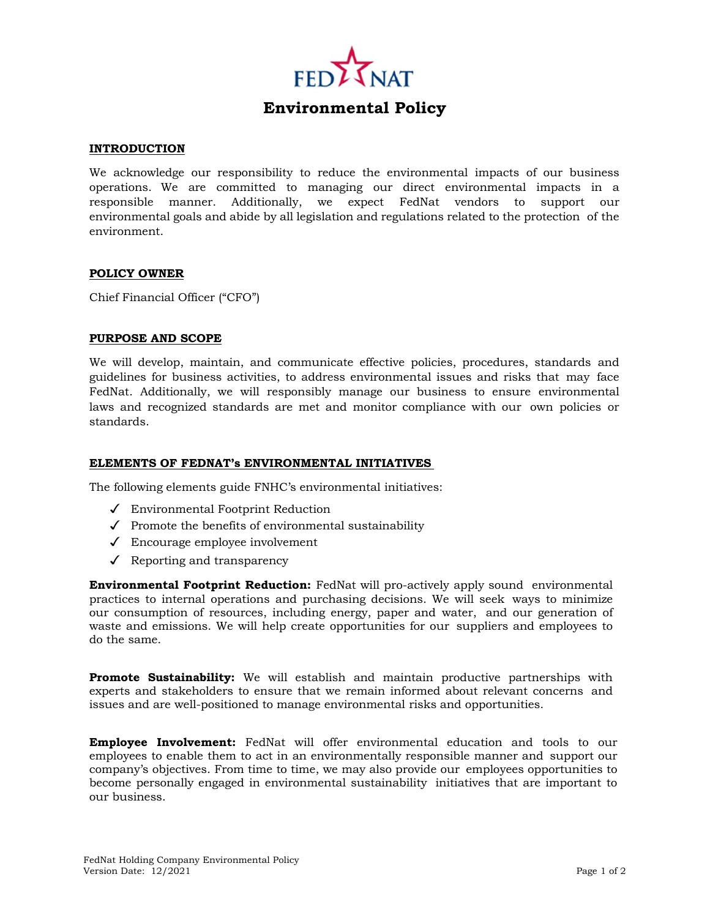# Environmental Policy

## INTRODUCTION

We acknowledge our responsibility to reduce the environmental impacts of our business operations. We are committed to managing our direct environmental impacts in a responsible manner. Additionally, we expect FedNat vendors to support our environmental goals and abide by all legislation and regulations related to the protection of the environment.

## POLICY OWNER

Chief Financial Officer ("CFO")

## PURPOSE AND SCOPE

We will develop, maintain, and communicate effective policies, procedures, standards and guidelines for business activities, to address environmental issues and risks that may face FedNat. Additionally, we will responsibly manage our business to ensure environmental laws and recognized standards are met and monitor compliance with our own policies or standards.

## ELEMENTS OF FEDNAT's ENVIRONMENTAL INITIATIVES

The following elements guide FNHC's environmental initiatives:

- ✓ Environmental Footprint Reduction
- ✓ Promote the benefits of environmental sustainability
- ✓ Encourage employee involvement
- ✓ Reporting and transparency

**Environmental Footprint Reduction:** FedNat will pro-actively apply sound environmental practices to internal operations and purchasing decisions. We will seek ways to minimize our consumption of resources, including energy, paper and water, and our generation of waste and emissions. We will help create opportunities for our suppliers and employees to do the same.

**Promote Sustainability:** We will establish and maintain productive partnerships with experts and stakeholders to ensure that we remain informed about relevant concerns and issues and are well-positioned to manage environmental risks and opportunities.

**Employee Involvement:** FedNat will offer environmental education and tools to our employees to enable them to act in an environmentally responsible manner and support our company's objectives. From time to time, we may also provide our employees opportunities to become personally engaged in environmental sustainability initiatives that are important to our business.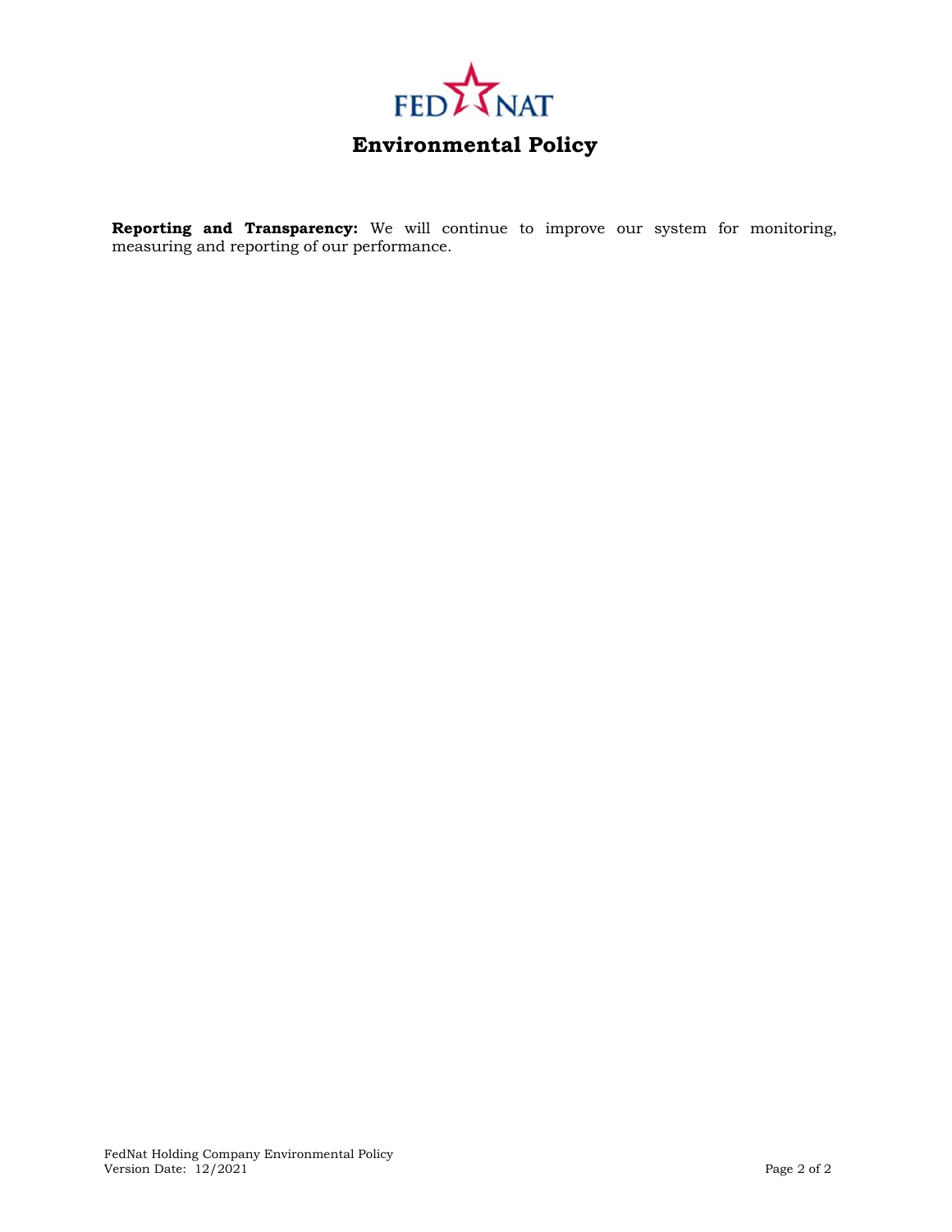# Environmental Policy

**Reporting and Transparency:** We will continue to improve our system for monitoring, measuring and reporting of our performance.